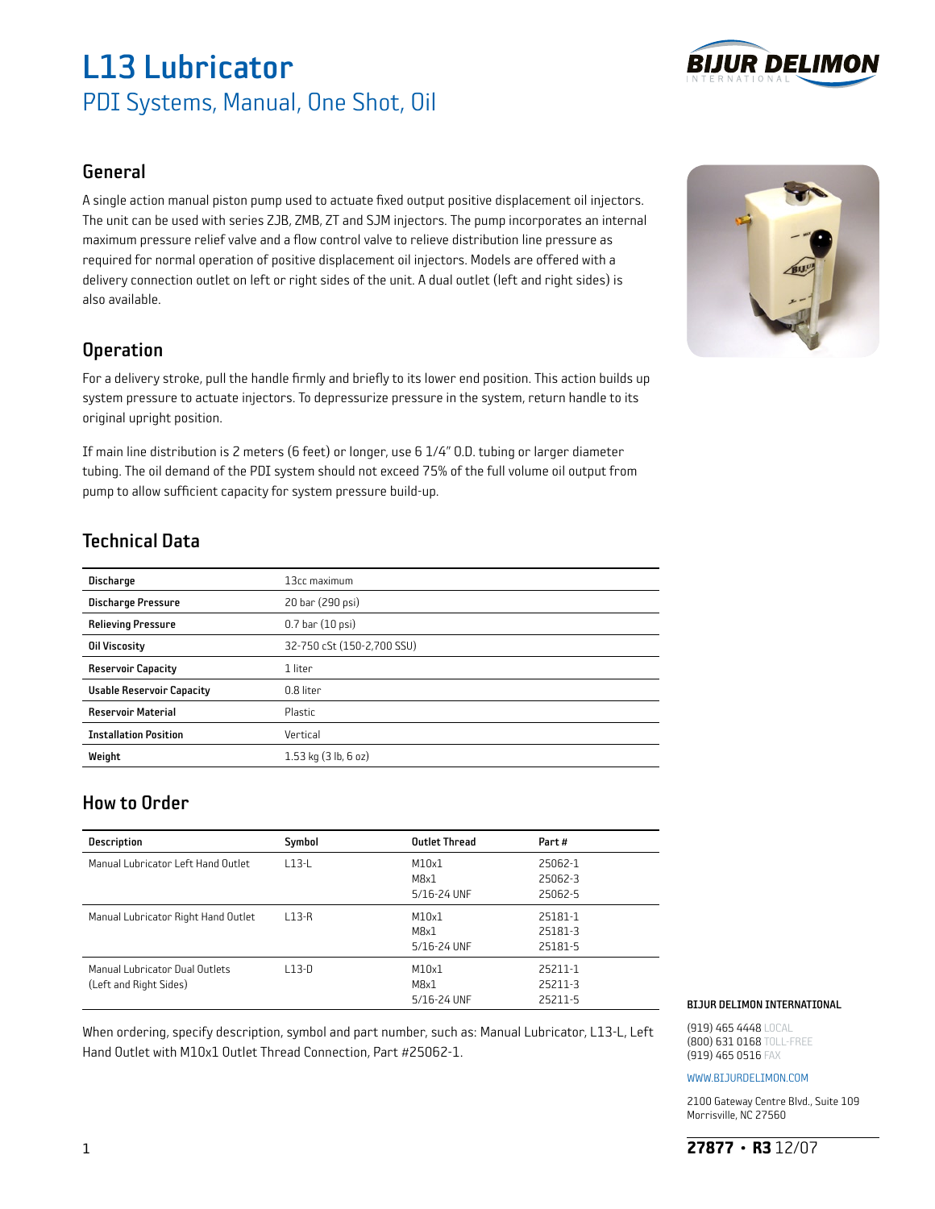# L13 Lubricator

## PDI Systems, Manual, One Shot, Oil

## General

A single action manual piston pump used to actuate fixed output positive displacement oil injectors. The unit can be used with series ZJB, ZMB, ZT and SJM injectors. The pump incorporates an internal maximum pressure relief valve and a flow control valve to relieve distribution line pressure as required for normal operation of positive displacement oil injectors. Models are offered with a delivery connection outlet on left or right sides of the unit. A dual outlet (left and right sides) is also available.

## Operation

For a delivery stroke, pull the handle firmly and briefly to its lower end position. This action builds up system pressure to actuate injectors. To depressurize pressure in the system, return handle to its original upright position.

If main line distribution is 2 meters (6 feet) or longer, use 6 1/4" O.D. tubing or larger diameter tubing. The oil demand of the PDI system should not exceed 75% of the full volume oil output from pump to allow sufficient capacity for system pressure build-up.

## Technical Data

| | |
|---|---|
| **Discharge** | 13cc maximum |
| **Discharge Pressure** | 20 bar (290 psi) |
| **Relieving Pressure** | 0.7 bar (10 psi) |
| **Oil Viscosity** | 32-750 cSt (150-2,700 SSU) |
| **Reservoir Capacity** | 1 liter |
| **Usable Reservoir Capacity** | 0.8 liter |
| **Reservoir Material** | Plastic |
| **Installation Position** | Vertical |
| **Weight** | 1.53 kg (3 lb, 6 oz) |

## How to Order

| Description | Symbol | Outlet Thread | Part # |
|---|---|---|---|
| Manual Lubricator Left Hand Outlet | L13-L | M10x1<br>M8x1<br>5/16-24 UNF | 25062-1<br>25062-3<br>25062-5 |
| Manual Lubricator Right Hand Outlet | L13-R | M10x1<br>M8x1<br>5/16-24 UNF | 25181-1<br>25181-3<br>25181-5 |
| Manual Lubricator Dual Outlets (Left and Right Sides) | L13-D | M10x1<br>M8x1<br>5/16-24 UNF | 25211-1<br>25211-3<br>25211-5 |

When ordering, specify description, symbol and part number, such as: Manual Lubricator, L13-L, Left Hand Outlet with M10x1 Outlet Thread Connection, Part #25062-1.

**BIJUR DELIMON INTERNATIONAL**

(919) 465 4448 LOCAL
(800) 631 0168 TOLL-FREE
(919) 465 0516 FAX

WWW.BIJURDELIMON.COM

2100 Gateway Centre Blvd., Suite 109
Morrisville, NC 27560

**27877 • R3** 12/07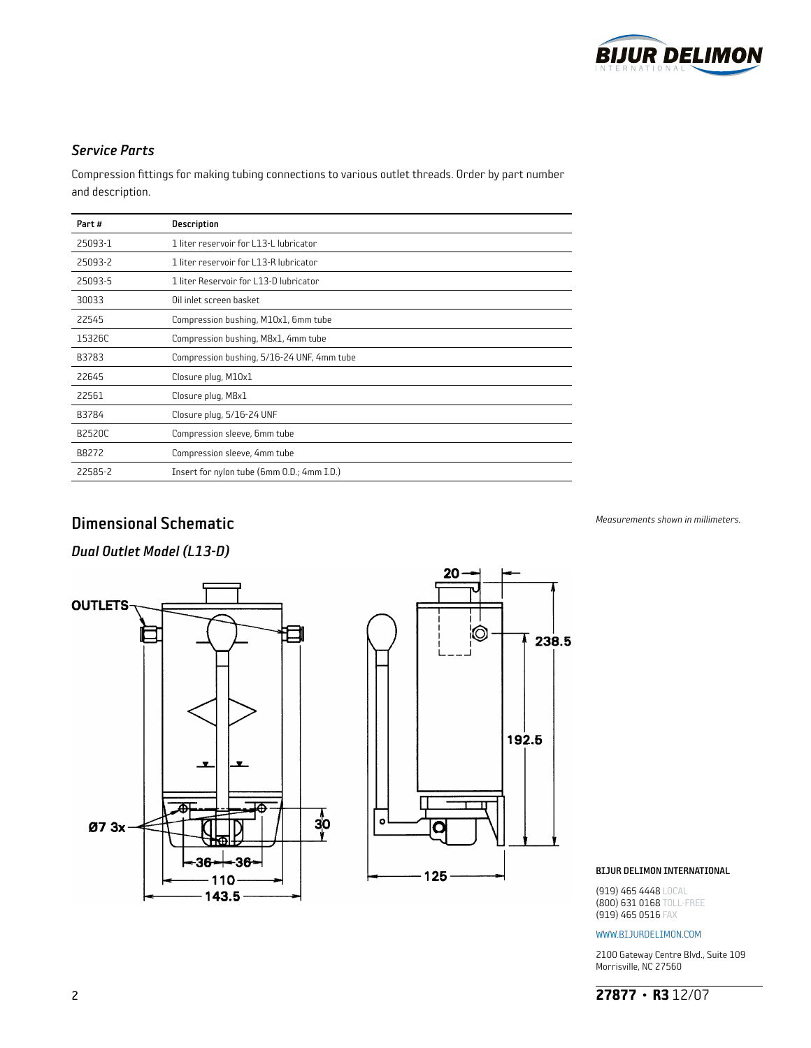## *Service Parts*

Compression fittings for making tubing connections to various outlet threads. Order by part number and description.

| Part # | Description |
|---|---|
| 25093-1 | 1 liter reservoir for L13-L lubricator |
| 25093-2 | 1 liter reservoir for L13-R lubricator |
| 25093-5 | 1 liter Reservoir for L13-D lubricator |
| 30033 | Oil inlet screen basket |
| 22545 | Compression bushing, M10x1, 6mm tube |
| 15326C | Compression bushing, M8x1, 4mm tube |
| B3783 | Compression bushing, 5/16-24 UNF, 4mm tube |
| 22645 | Closure plug, M10x1 |
| 22561 | Closure plug, M8x1 |
| B3784 | Closure plug, 5/16-24 UNF |
| B2520C | Compression sleeve, 6mm tube |
| B8272 | Compression sleeve, 4mm tube |
| 22585-2 | Insert for nylon tube (6mm O.D.; 4mm I.D.) |

## Dimensional Schematic

*Measurements shown in millimeters.*

### *Dual Outlet Model (L13-D)*

OUTLETS

Ø7 3x

36
36
110
143.5
30
20
238.5
192.5
125

**BIJUR DELIMON INTERNATIONAL**

(919) 465 4448 LOCAL
(800) 631 0168 TOLL-FREE
(919) 465 0516 FAX

WWW.BIJURDELIMON.COM

2100 Gateway Centre Blvd., Suite 109
Morrisville, NC 27560

**27877 • R3** 12/07